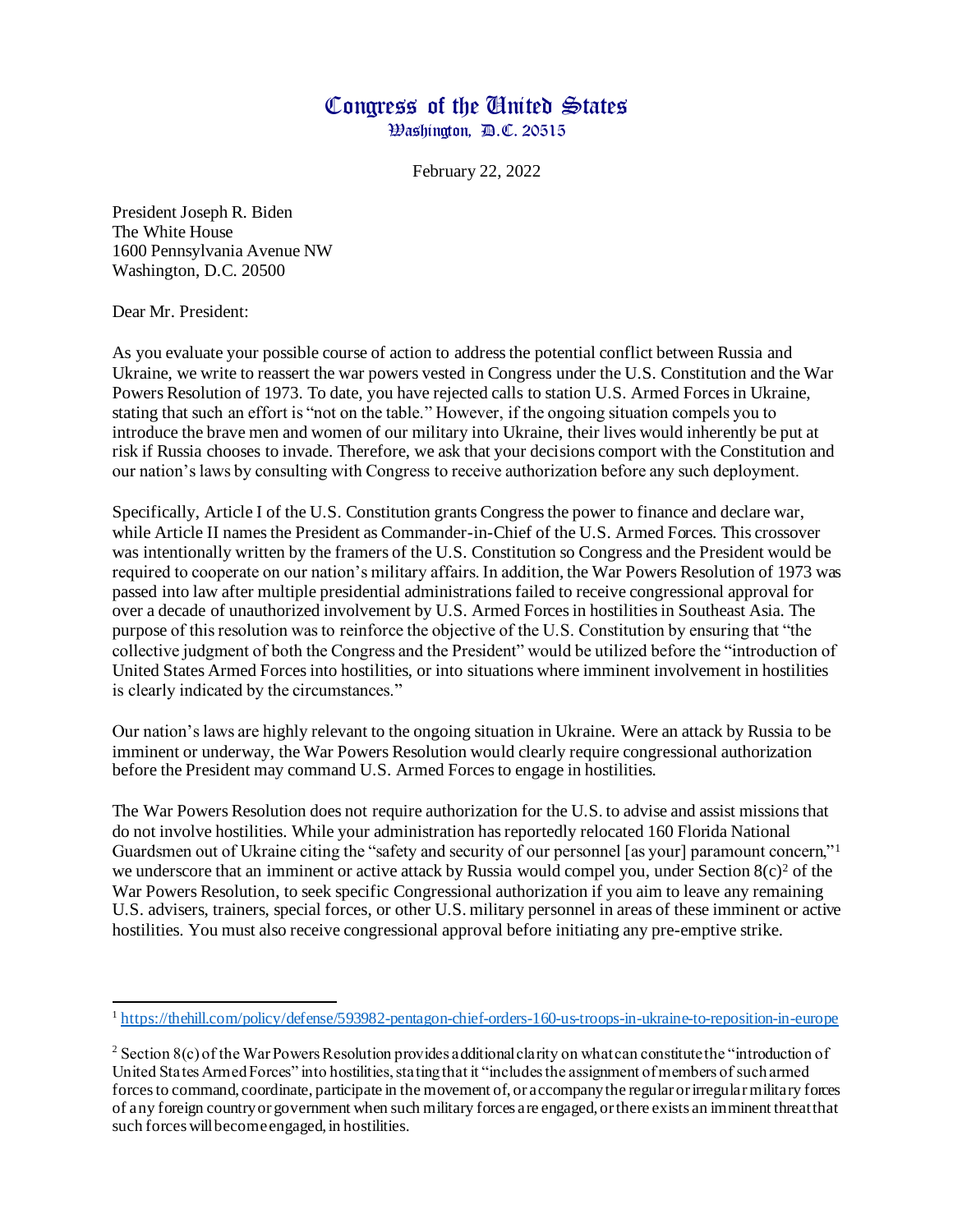# Congress of the United States
## Washington, D.C. 20515

February 22, 2022

President Joseph R. Biden
The White House
1600 Pennsylvania Avenue NW
Washington, D.C. 20500

Dear Mr. President:

As you evaluate your possible course of action to address the potential conflict between Russia and Ukraine, we write to reassert the war powers vested in Congress under the U.S. Constitution and the War Powers Resolution of 1973. To date, you have rejected calls to station U.S. Armed Forces in Ukraine, stating that such an effort is "not on the table." However, if the ongoing situation compels you to introduce the brave men and women of our military into Ukraine, their lives would inherently be put at risk if Russia chooses to invade. Therefore, we ask that your decisions comport with the Constitution and our nation's laws by consulting with Congress to receive authorization before any such deployment.

Specifically, Article I of the U.S. Constitution grants Congress the power to finance and declare war, while Article II names the President as Commander-in-Chief of the U.S. Armed Forces. This crossover was intentionally written by the framers of the U.S. Constitution so Congress and the President would be required to cooperate on our nation's military affairs. In addition, the War Powers Resolution of 1973 was passed into law after multiple presidential administrations failed to receive congressional approval for over a decade of unauthorized involvement by U.S. Armed Forces in hostilities in Southeast Asia. The purpose of this resolution was to reinforce the objective of the U.S. Constitution by ensuring that "the collective judgment of both the Congress and the President" would be utilized before the "introduction of United States Armed Forces into hostilities, or into situations where imminent involvement in hostilities is clearly indicated by the circumstances."

Our nation's laws are highly relevant to the ongoing situation in Ukraine. Were an attack by Russia to be imminent or underway, the War Powers Resolution would clearly require congressional authorization before the President may command U.S. Armed Forces to engage in hostilities.

The War Powers Resolution does not require authorization for the U.S. to advise and assist missions that do not involve hostilities. While your administration has reportedly relocated 160 Florida National Guardsmen out of Ukraine citing the "safety and security of our personnel [as your] paramount concern,"[1] we underscore that an imminent or active attack by Russia would compel you, under Section 8(c)[2] of the War Powers Resolution, to seek specific Congressional authorization if you aim to leave any remaining U.S. advisers, trainers, special forces, or other U.S. military personnel in areas of these imminent or active hostilities. You must also receive congressional approval before initiating any pre-emptive strike.

---

[1] https://thehill.com/policy/defense/593982-pentagon-chief-orders-160-us-troops-in-ukraine-to-reposition-in-europe

[2] Section 8(c) of the War Powers Resolution provides additional clarity on what can constitute the "introduction of United States Armed Forces" into hostilities, stating that it "includes the assignment of members of such armed forces to command, coordinate, participate in the movement of, or accompany the regular or irregular military forces of any foreign country or government when such military forces are engaged, or there exists an imminent threat that such forces will become engaged, in hostilities.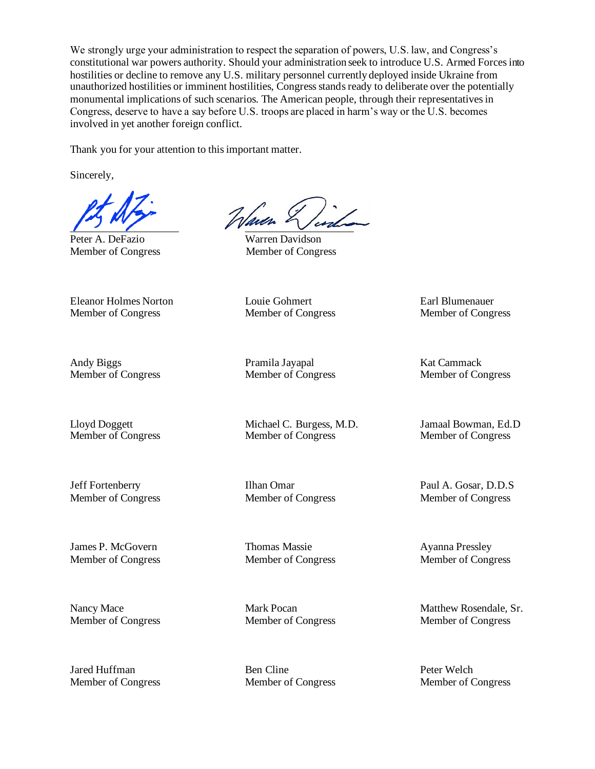We strongly urge your administration to respect the separation of powers, U.S. law, and Congress's constitutional war powers authority. Should your administration seek to introduce U.S. Armed Forces into hostilities or decline to remove any U.S. military personnel currently deployed inside Ukraine from unauthorized hostilities or imminent hostilities, Congress stands ready to deliberate over the potentially monumental implications of such scenarios. The American people, through their representatives in Congress, deserve to have a say before U.S. troops are placed in harm's way or the U.S. becomes involved in yet another foreign conflict.

Thank you for your attention to this important matter.

Sincerely,

Peter A. DeFazio
Member of Congress

Warren Davidson
Member of Congress

Eleanor Holmes Norton
Member of Congress

Louie Gohmert
Member of Congress

Earl Blumenauer
Member of Congress

Andy Biggs
Member of Congress

Pramila Jayapal
Member of Congress

Kat Cammack
Member of Congress

Lloyd Doggett
Member of Congress

Michael C. Burgess, M.D.
Member of Congress

Jamaal Bowman, Ed.D
Member of Congress

Jeff Fortenberry
Member of Congress

Ilhan Omar
Member of Congress

Paul A. Gosar, D.D.S
Member of Congress

James P. McGovern
Member of Congress

Thomas Massie
Member of Congress

Ayanna Pressley
Member of Congress

Nancy Mace
Member of Congress

Mark Pocan
Member of Congress

Matthew Rosendale, Sr.
Member of Congress

Jared Huffman
Member of Congress

Ben Cline
Member of Congress

Peter Welch
Member of Congress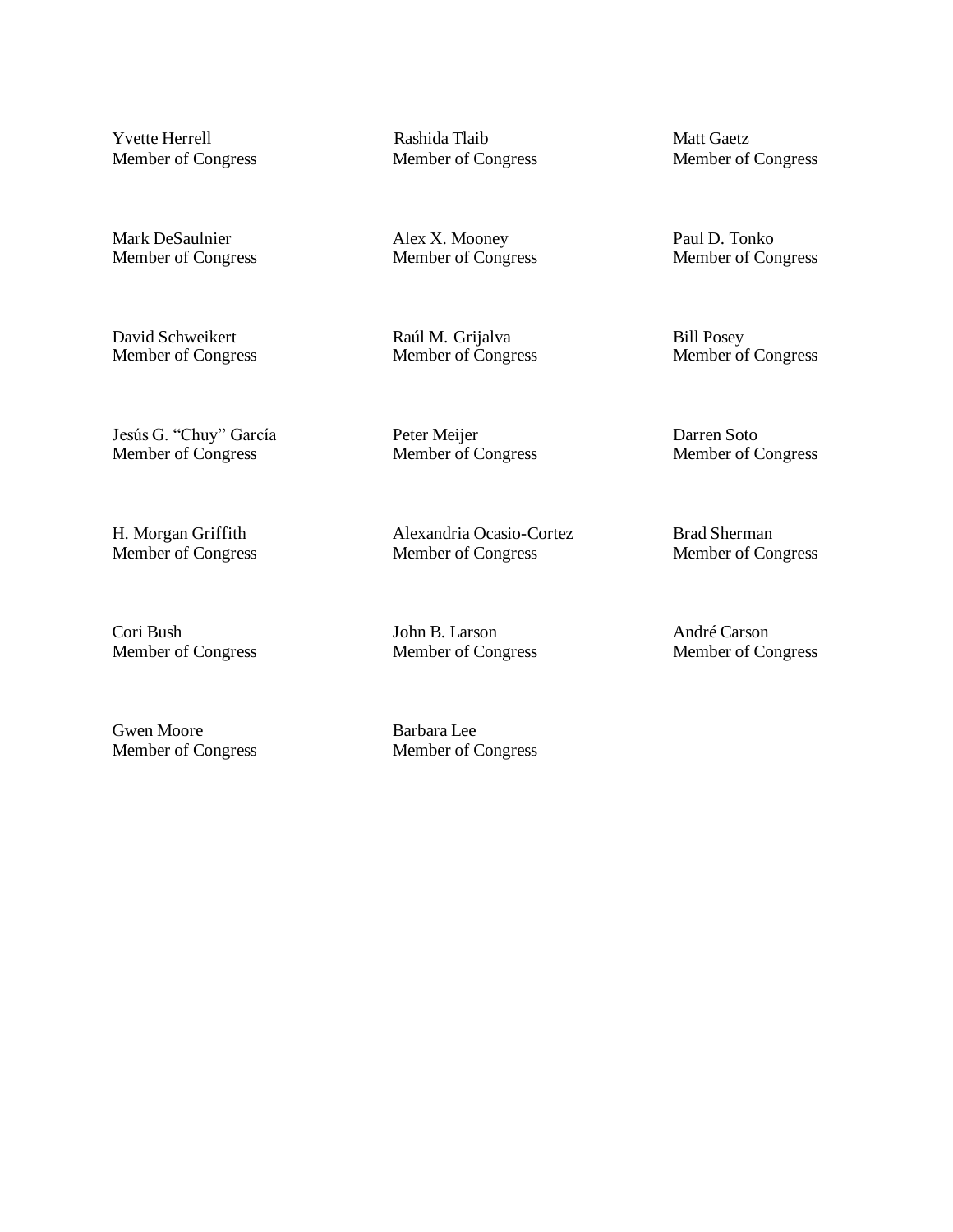Yvette Herrell
Member of Congress

Rashida Tlaib
Member of Congress

Matt Gaetz
Member of Congress

Mark DeSaulnier
Member of Congress

Alex X. Mooney
Member of Congress

Paul D. Tonko
Member of Congress

David Schweikert
Member of Congress

Raúl M. Grijalva
Member of Congress

Bill Posey
Member of Congress

Jesús G. "Chuy" García
Member of Congress

Peter Meijer
Member of Congress

Darren Soto
Member of Congress

H. Morgan Griffith
Member of Congress

Alexandria Ocasio-Cortez
Member of Congress

Brad Sherman
Member of Congress

Cori Bush
Member of Congress

John B. Larson
Member of Congress

André Carson
Member of Congress

Gwen Moore
Member of Congress

Barbara Lee
Member of Congress